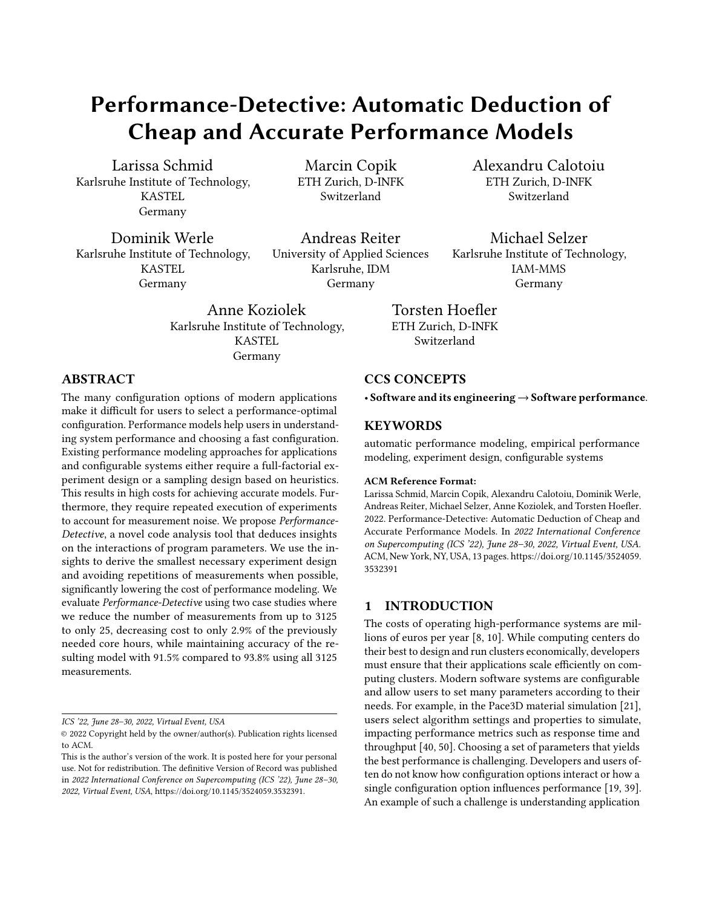# Performance-Detective: Automatic Deduction of Cheap and Accurate Performance Models

Larissa Schmid
Karlsruhe Institute of Technology, KASTEL
Germany

Marcin Copik
ETH Zurich, D-INFK
Switzerland

Alexandru Calotoiu
ETH Zurich, D-INFK
Switzerland

Dominik Werle
Karlsruhe Institute of Technology, KASTEL
Germany

Andreas Reiter
University of Applied Sciences Karlsruhe, IDM
Germany

Michael Selzer
Karlsruhe Institute of Technology, IAM-MMS
Germany

Anne Koziolek
Karlsruhe Institute of Technology, KASTEL
Germany

Torsten Hoefler
ETH Zurich, D-INFK
Switzerland

## ABSTRACT

The many configuration options of modern applications make it difficult for users to select a performance-optimal configuration. Performance models help users in understanding system performance and choosing a fast configuration. Existing performance modeling approaches for applications and configurable systems either require a full-factorial experiment design or a sampling design based on heuristics. This results in high costs for achieving accurate models. Furthermore, they require repeated execution of experiments to account for measurement noise. We propose *Performance-Detective*, a novel code analysis tool that deduces insights on the interactions of program parameters. We use the insights to derive the smallest necessary experiment design and avoiding repetitions of measurements when possible, significantly lowering the cost of performance modeling. We evaluate *Performance-Detective* using two case studies where we reduce the number of measurements from up to 3125 to only 25, decreasing cost to only 2.9% of the previously needed core hours, while maintaining accuracy of the resulting model with 91.5% compared to 93.8% using all 3125 measurements.

*ICS '22, June 28–30, 2022, Virtual Event, USA*
© 2022 Copyright held by the owner/author(s). Publication rights licensed to ACM.
This is the author's version of the work. It is posted here for your personal use. Not for redistribution. The definitive Version of Record was published in *2022 International Conference on Supercomputing (ICS '22), June 28–30, 2022, Virtual Event, USA*, https://doi.org/10.1145/3524059.3532391.

## CCS CONCEPTS

• **Software and its engineering → Software performance.**

## KEYWORDS

automatic performance modeling, empirical performance modeling, experiment design, configurable systems

**ACM Reference Format:**
Larissa Schmid, Marcin Copik, Alexandru Calotoiu, Dominik Werle, Andreas Reiter, Michael Selzer, Anne Koziolek, and Torsten Hoefler. 2022. Performance-Detective: Automatic Deduction of Cheap and Accurate Performance Models. In *2022 International Conference on Supercomputing (ICS '22), June 28–30, 2022, Virtual Event, USA.* ACM, New York, NY, USA, 13 pages. https://doi.org/10.1145/3524059.3532391

## 1 INTRODUCTION

The costs of operating high-performance systems are millions of euros per year [8, 10]. While computing centers do their best to design and run clusters economically, developers must ensure that their applications scale efficiently on computing clusters. Modern software systems are configurable and allow users to set many parameters according to their needs. For example, in the Pace3D material simulation [21], users select algorithm settings and properties to simulate, impacting performance metrics such as response time and throughput [40, 50]. Choosing a set of parameters that yields the best performance is challenging. Developers and users often do not know how configuration options interact or how a single configuration option influences performance [19, 39]. An example of such a challenge is understanding application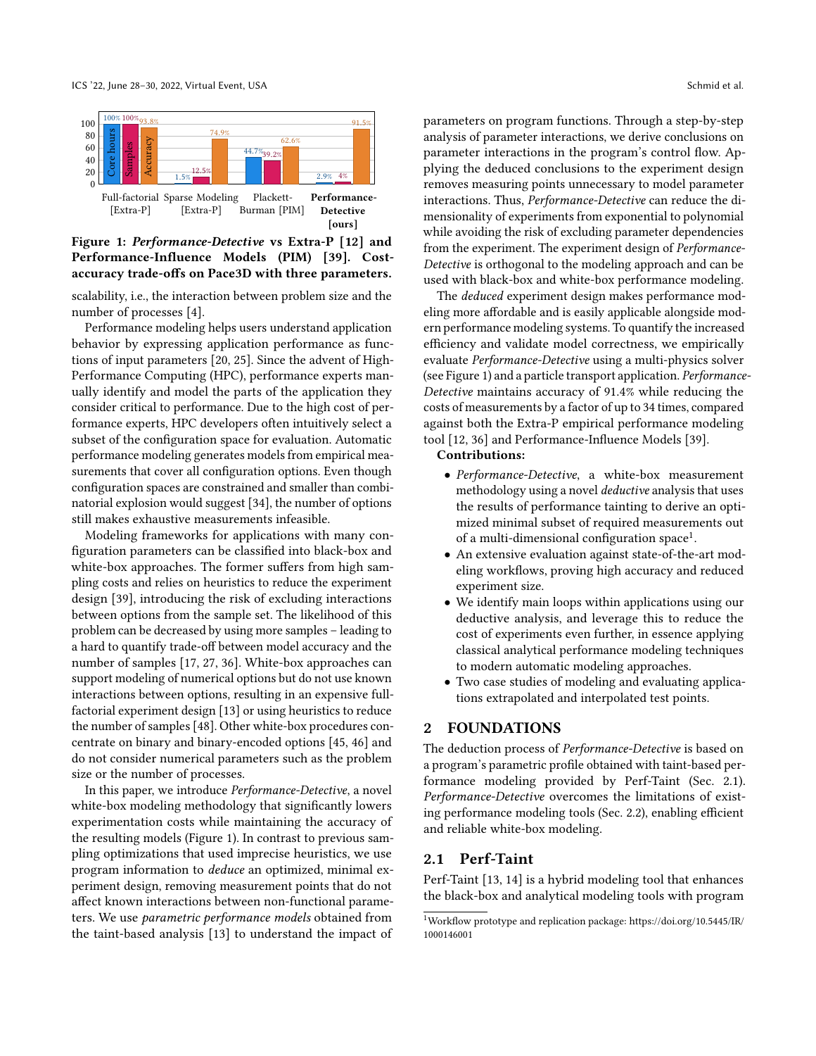Figure 1: *Performance-Detective* vs Extra-P [12] and Performance-Influence Models (PIM) [39]. Cost-accuracy trade-offs on Pace3D with three parameters.

scalability, i.e., the interaction between problem size and the number of processes [4].

Performance modeling helps users understand application behavior by expressing application performance as functions of input parameters [20, 25]. Since the advent of High-Performance Computing (HPC), performance experts manually identify and model the parts of the application they consider critical to performance. Due to the high cost of performance experts, HPC developers often intuitively select a subset of the configuration space for evaluation. Automatic performance modeling generates models from empirical measurements that cover all configuration options. Even though configuration spaces are constrained and smaller than combinatorial explosion would suggest [34], the number of options still makes exhaustive measurements infeasible.

Modeling frameworks for applications with many configuration parameters can be classified into black-box and white-box approaches. The former suffers from high sampling costs and relies on heuristics to reduce the experiment design [39], introducing the risk of excluding interactions between options from the sample set. The likelihood of this problem can be decreased by using more samples – leading to a hard to quantify trade-off between model accuracy and the number of samples [17, 27, 36]. White-box approaches can support modeling of numerical options but do not use known interactions between options, resulting in an expensive full-factorial experiment design [13] or using heuristics to reduce the number of samples [48]. Other white-box procedures concentrate on binary and binary-encoded options [45, 46] and do not consider numerical parameters such as the problem size or the number of processes.

In this paper, we introduce *Performance-Detective*, a novel white-box modeling methodology that significantly lowers experimentation costs while maintaining the accuracy of the resulting models (Figure 1). In contrast to previous sampling optimizations that used imprecise heuristics, we use program information to *deduce* an optimized, minimal experiment design, removing measurement points that do not affect known interactions between non-functional parameters. We use *parametric performance models* obtained from the taint-based analysis [13] to understand the impact of parameters on program functions. Through a step-by-step analysis of parameter interactions, we derive conclusions on parameter interactions in the program's control flow. Applying the deduced conclusions to the experiment design removes measuring points unnecessary to model parameter interactions. Thus, *Performance-Detective* can reduce the dimensionality of experiments from exponential to polynomial while avoiding the risk of excluding parameter dependencies from the experiment. The experiment design of *Performance-Detective* is orthogonal to the modeling approach and can be used with black-box and white-box performance modeling.

The *deduced* experiment design makes performance modeling more affordable and is easily applicable alongside modern performance modeling systems. To quantify the increased efficiency and validate model correctness, we empirically evaluate *Performance-Detective* using a multi-physics solver (see Figure 1) and a particle transport application. *Performance-Detective* maintains accuracy of 91.4% while reducing the costs of measurements by a factor of up to 34 times, compared against both the Extra-P empirical performance modeling tool [12, 36] and Performance-Influence Models [39].

**Contributions:**

- *Performance-Detective*, a white-box measurement methodology using a novel *deductive* analysis that uses the results of performance tainting to derive an optimized minimal subset of required measurements out of a multi-dimensional configuration space[1].
- An extensive evaluation against state-of-the-art modeling workflows, proving high accuracy and reduced experiment size.
- We identify main loops within applications using our deductive analysis, and leverage this to reduce the cost of experiments even further, in essence applying classical analytical performance modeling techniques to modern automatic modeling approaches.
- Two case studies of modeling and evaluating applications extrapolated and interpolated test points.

## 2 FOUNDATIONS

The deduction process of *Performance-Detective* is based on a program's parametric profile obtained with taint-based performance modeling provided by Perf-Taint (Sec. 2.1). *Performance-Detective* overcomes the limitations of existing performance modeling tools (Sec. 2.2), enabling efficient and reliable white-box modeling.

### 2.1 Perf-Taint

Perf-Taint [13, 14] is a hybrid modeling tool that enhances the black-box and analytical modeling tools with program

[1] Workflow prototype and replication package: https://doi.org/10.5445/IR/1000146001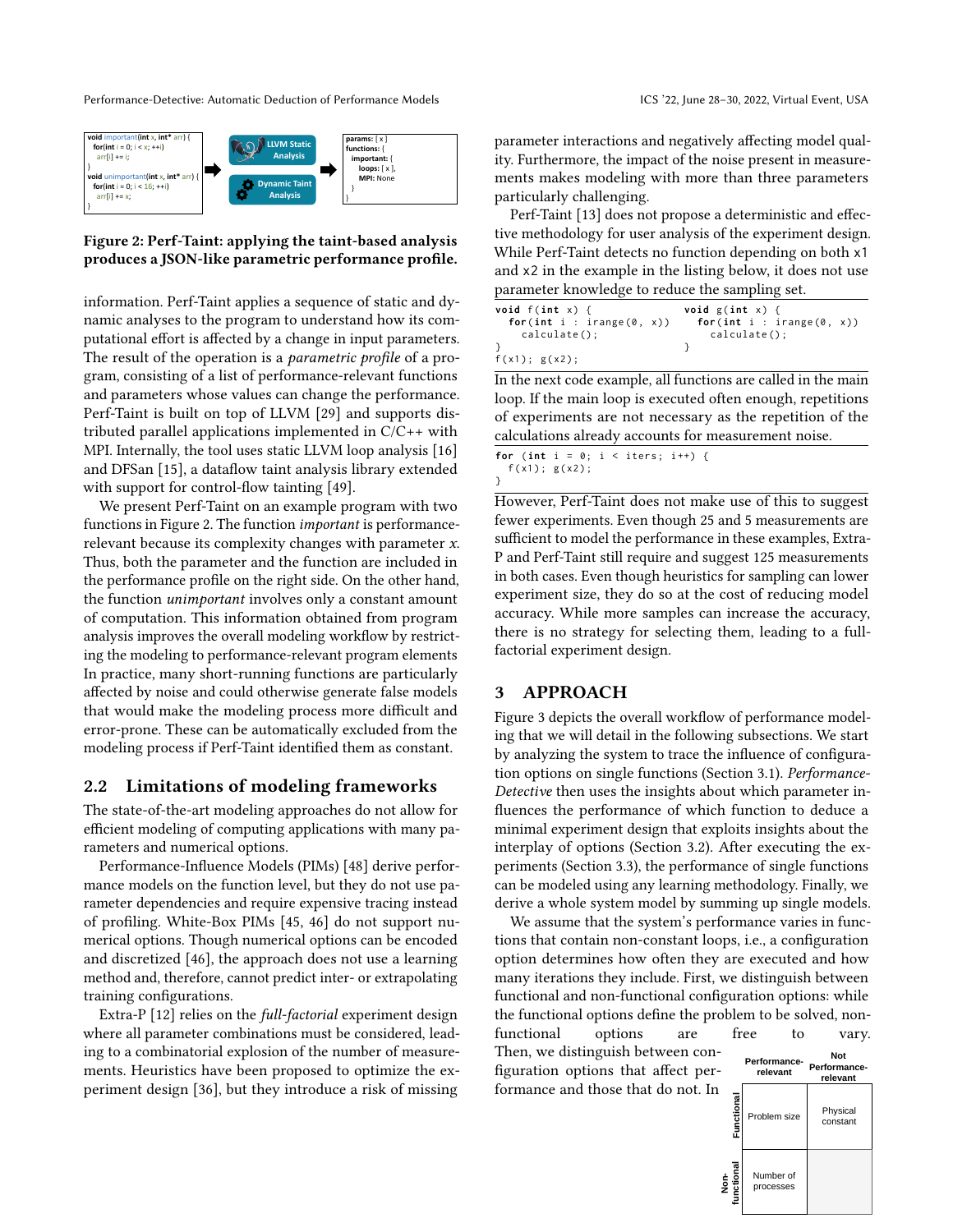```
void important(int x, int* arr) {
  for(int i = 0; i < x; ++i)
    arr[i] += i;
}
void unimportant(int x, int* arr) {
  for(int i = 0; i < 16; ++i)
    arr[i] += x;
}
```

LLVM Static Analysis / Dynamic Taint Analysis

```
params: [ x ]
functions: {
  important: {
    loops: [ x ],
    MPI: None
  }
}
```

**Figure 2: Perf-Taint: applying the taint-based analysis produces a JSON-like parametric performance profile.**

information. Perf-Taint applies a sequence of static and dynamic analyses to the program to understand how its computational effort is affected by a change in input parameters. The result of the operation is a *parametric profile* of a program, consisting of a list of performance-relevant functions and parameters whose values can change the performance. Perf-Taint is built on top of LLVM [29] and supports distributed parallel applications implemented in C/C++ with MPI. Internally, the tool uses static LLVM loop analysis [16] and DFSan [15], a dataflow taint analysis library extended with support for control-flow tainting [49].

We present Perf-Taint on an example program with two functions in Figure 2. The function *important* is performance-relevant because its complexity changes with parameter *x*. Thus, both the parameter and the function are included in the performance profile on the right side. On the other hand, the function *unimportant* involves only a constant amount of computation. This information obtained from program analysis improves the overall modeling workflow by restricting the modeling to performance-relevant program elements In practice, many short-running functions are particularly affected by noise and could otherwise generate false models that would make the modeling process more difficult and error-prone. These can be automatically excluded from the modeling process if Perf-Taint identified them as constant.

## 2.2 Limitations of modeling frameworks

The state-of-the-art modeling approaches do not allow for efficient modeling of computing applications with many parameters and numerical options.

Performance-Influence Models (PIMs) [48] derive performance models on the function level, but they do not use parameter dependencies and require expensive tracing instead of profiling. White-Box PIMs [45, 46] do not support numerical options. Though numerical options can be encoded and discretized [46], the approach does not use a learning method and, therefore, cannot predict inter- or extrapolating training configurations.

Extra-P [12] relies on the *full-factorial* experiment design where all parameter combinations must be considered, leading to a combinatorial explosion of the number of measurements. Heuristics have been proposed to optimize the experiment design [36], but they introduce a risk of missing parameter interactions and negatively affecting model quality. Furthermore, the impact of the noise present in measurements makes modeling with more than three parameters particularly challenging.

Perf-Taint [13] does not propose a deterministic and effective methodology for user analysis of the experiment design. While Perf-Taint detects no function depending on both x1 and x2 in the example in the listing below, it does not use parameter knowledge to reduce the sampling set.

```
void f(int x) {                    void g(int x) {
  for(int i : irange(0, x))          for(int i : irange(0, x))
    calculate();                       calculate();
}                                  }
f(x1); g(x2);
```

In the next code example, all functions are called in the main loop. If the main loop is executed often enough, repetitions of experiments are not necessary as the repetition of the calculations already accounts for measurement noise.

```
for (int i = 0; i < iters; i++) {
  f(x1); g(x2);
}
```

However, Perf-Taint does not make use of this to suggest fewer experiments. Even though 25 and 5 measurements are sufficient to model the performance in these examples, Extra-P and Perf-Taint still require and suggest 125 measurements in both cases. Even though heuristics for sampling can lower experiment size, they do so at the cost of reducing model accuracy. While more samples can increase the accuracy, there is no strategy for selecting them, leading to a full-factorial experiment design.

# 3 APPROACH

Figure 3 depicts the overall workflow of performance modeling that we will detail in the following subsections. We start by analyzing the system to trace the influence of configuration options on single functions (Section 3.1). *Performance-Detective* then uses the insights about which parameter influences the performance of which function to deduce a minimal experiment design that exploits insights about the interplay of options (Section 3.2). After executing the experiments (Section 3.3), the performance of single functions can be modeled using any learning methodology. Finally, we derive a whole system model by summing up single models.

We assume that the system's performance varies in functions that contain non-constant loops, i.e., a configuration option determines how often they are executed and how many iterations they include. First, we distinguish between functional and non-functional configuration options: while the functional options define the problem to be solved, non-functional options are free to vary. Then, we distinguish between configuration options that affect performance and those that do not. In

| | Performance-relevant | Not Performance-relevant |
|---|---|---|
| Functional | Problem size | Physical constant |
| Non-functional | Number of processes | |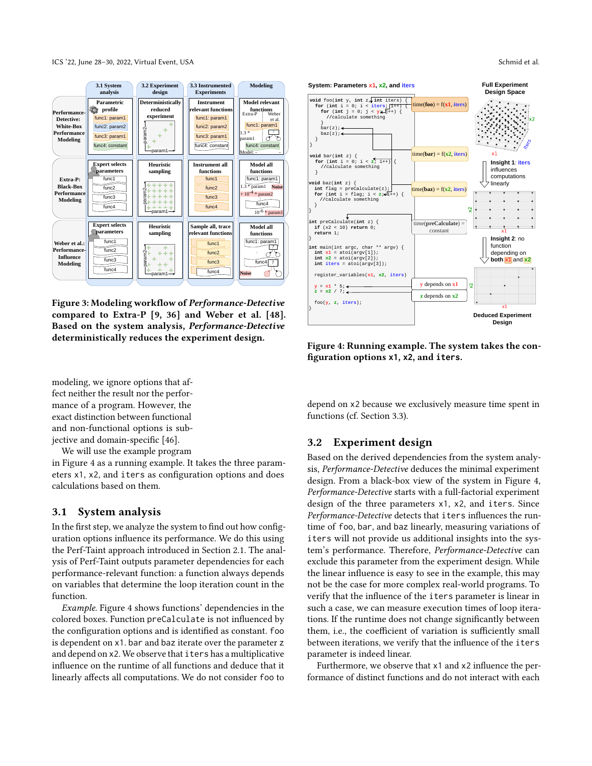Figure 3: Modeling workflow of *Performance-Detective* compared to Extra-P [9, 36] and Weber et al. [48]. Based on the system analysis, *Performance-Detective* deterministically reduces the experiment design.

Figure 4: Running example. The system takes the configuration options x1, x2, and iters.

modeling, we ignore options that affect neither the result nor the performance of a program. However, the exact distinction between functional and non-functional options is subjective and domain-specific [46].

We will use the example program in Figure 4 as a running example. It takes the three parameters x1, x2, and iters as configuration options and does calculations based on them.

## 3.1 System analysis

In the first step, we analyze the system to find out how configuration options influence its performance. We do this using the Perf-Taint approach introduced in Section 2.1. The analysis of Perf-Taint outputs parameter dependencies for each performance-relevant function: a function always depends on variables that determine the loop iteration count in the function.

*Example.* Figure 4 shows functions' dependencies in the colored boxes. Function preCalculate is not influenced by the configuration options and is identified as constant. foo is dependent on x1. bar and baz iterate over the parameter z and depend on x2. We observe that iters has a multiplicative influence on the runtime of all functions and deduce that it linearly affects all computations. We do not consider foo to depend on x2 because we exclusively measure time spent in functions (cf. Section 3.3).

## 3.2 Experiment design

Based on the derived dependencies from the system analysis, *Performance-Detective* deduces the minimal experiment design. From a black-box view of the system in Figure 4, *Performance-Detective* starts with a full-factorial experiment design of the three parameters x1, x2, and iters. Since *Performance-Detective* detects that iters influences the runtime of foo, bar, and baz linearly, measuring variations of iters will not provide us additional insights into the system's performance. Therefore, *Performance-Detective* can exclude this parameter from the experiment design. While the linear influence is easy to see in the example, this may not be the case for more complex real-world programs. To verify that the influence of the iters parameter is linear in such a case, we can measure execution times of loop iterations. If the runtime does not change significantly between them, i.e., the coefficient of variation is sufficiently small between iterations, we verify that the influence of the iters parameter is indeed linear.

Furthermore, we observe that x1 and x2 influence the performance of distinct functions and do not interact with each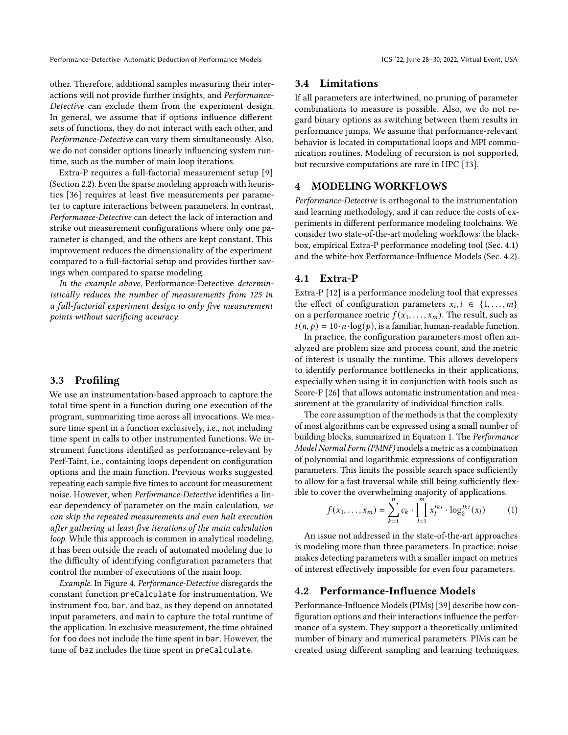other. Therefore, additional samples measuring their interactions will not provide further insights, and *Performance-Detective* can exclude them from the experiment design. In general, we assume that if options influence different sets of functions, they do not interact with each other, and *Performance-Detective* can vary them simultaneously. Also, we do not consider options linearly influencing system runtime, such as the number of main loop iterations.

Extra-P requires a full-factorial measurement setup [9] (Section 2.2). Even the sparse modeling approach with heuristics [36] requires at least five measurements per parameter to capture interactions between parameters. In contrast, *Performance-Detective* can detect the lack of interaction and strike out measurement configurations where only one parameter is changed, and the others are kept constant. This improvement reduces the dimensionality of the experiment compared to a full-factorial setup and provides further savings when compared to sparse modeling.

*In the example above,* Performance-Detective *deterministically reduces the number of measurements from 125 in a full-factorial experiment design to only five measurement points without sacrificing accuracy.*

### 3.3 Profiling

We use an instrumentation-based approach to capture the total time spent in a function during one execution of the program, summarizing time across all invocations. We measure time spent in a function exclusively, i.e., not including time spent in calls to other instrumented functions. We instrument functions identified as performance-relevant by Perf-Taint, i.e., containing loops dependent on configuration options and the main function. Previous works suggested repeating each sample five times to account for measurement noise. However, when *Performance-Detective* identifies a linear dependency of parameter on the main calculation, *we can skip the repeated measurements and even halt execution after gathering at least five iterations of the main calculation loop.* While this approach is common in analytical modeling, it has been outside the reach of automated modeling due to the difficulty of identifying configuration parameters that control the number of executions of the main loop.

*Example.* In Figure 4, *Performance-Detective* disregards the constant function `preCalculate` for instrumentation. We instrument `foo`, `bar`, and `baz`, as they depend on annotated input parameters, and `main` to capture the total runtime of the application. In exclusive measurement, the time obtained for `foo` does not include the time spent in `bar`. However, the time of `baz` includes the time spent in `preCalculate`.

### 3.4 Limitations

If all parameters are intertwined, no pruning of parameter combinations to measure is possible. Also, we do not regard binary options as switching between them results in performance jumps. We assume that performance-relevant behavior is located in computational loops and MPI communication routines. Modeling of recursion is not supported, but recursive computations are rare in HPC [13].

## 4 MODELING WORKFLOWS

*Performance-Detective* is orthogonal to the instrumentation and learning methodology, and it can reduce the costs of experiments in different performance modeling toolchains. We consider two state-of-the-art modeling workflows: the black-box, empirical Extra-P performance modeling tool (Sec. 4.1) and the white-box Performance-Influence Models (Sec. 4.2).

### 4.1 Extra-P

Extra-P [12] is a performance modeling tool that expresses the effect of configuration parameters $x_i, i \in \{1, \ldots, m\}$ on a performance metric $f(x_1, \ldots, x_m)$. The result, such as $t(n, p) = 10 \cdot n \cdot \log(p)$, is a familiar, human-readable function.

In practice, the configuration parameters most often analyzed are problem size and process count, and the metric of interest is usually the runtime. This allows developers to identify performance bottlenecks in their applications, especially when using it in conjunction with tools such as Score-P [26] that allows automatic instrumentation and measurement at the granularity of individual function calls.

The core assumption of the methods is that the complexity of most algorithms can be expressed using a small number of building blocks, summarized in Equation 1. The *Performance Model Normal Form (PMNF)* models a metric as a combination of polynomial and logarithmic expressions of configuration parameters. This limits the possible search space sufficiently to allow for a fast traversal while still being sufficiently flexible to cover the overwhelming majority of applications.

$$f(x_1, \ldots, x_m) = \sum_{k=1}^{n} c_k \cdot \prod_{l=1}^{m} x_l^{i_{kl}} \cdot \log_2^{j_{kl}}(x_l) \qquad (1)$$

An issue not addressed in the state-of-the-art approaches is modeling more than three parameters. In practice, noise makes detecting parameters with a smaller impact on metrics of interest effectively impossible for even four parameters.

### 4.2 Performance-Influence Models

Performance-Influence Models (PIMs) [39] describe how configuration options and their interactions influence the performance of a system. They support a theoretically unlimited number of binary and numerical parameters. PIMs can be created using different sampling and learning techniques.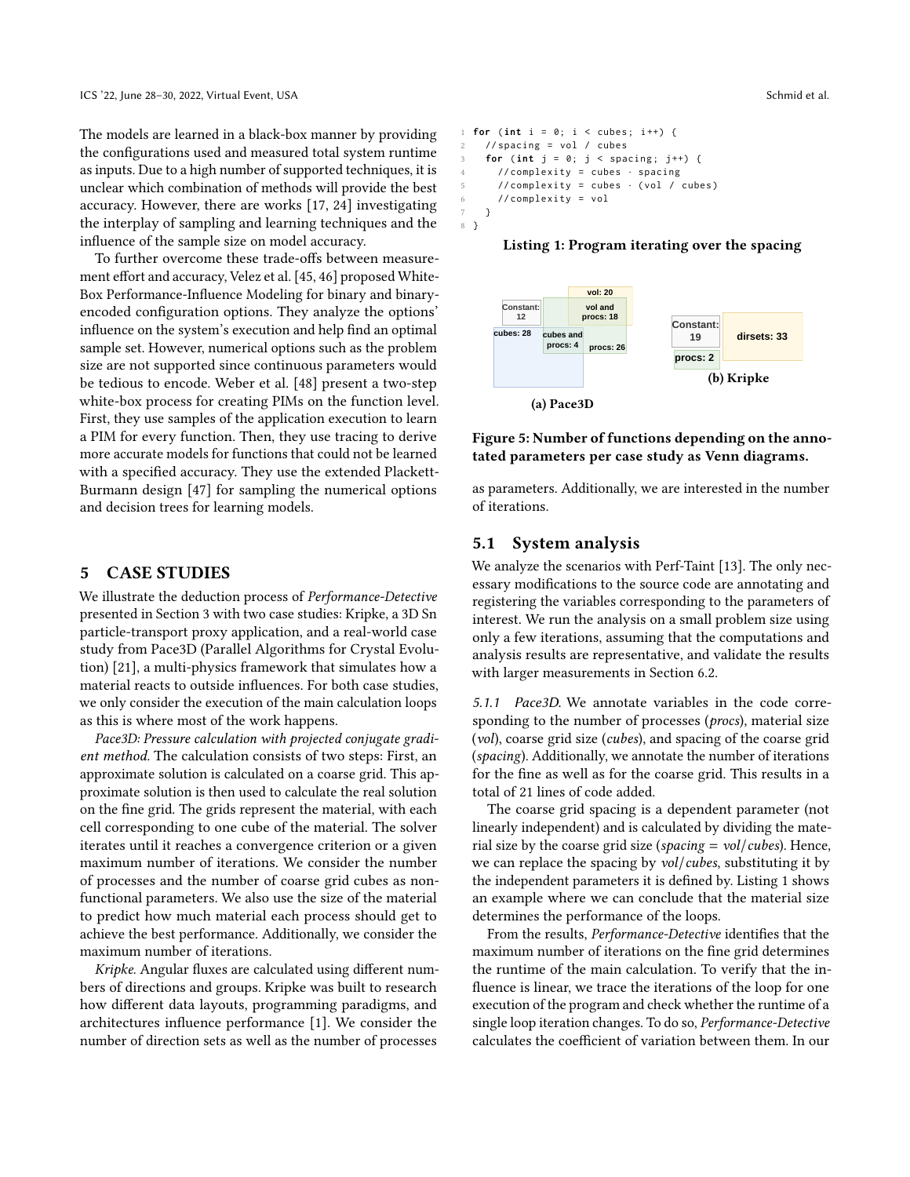The models are learned in a black-box manner by providing the configurations used and measured total system runtime as inputs. Due to a high number of supported techniques, it is unclear which combination of methods will provide the best accuracy. However, there are works [17, 24] investigating the interplay of sampling and learning techniques and the influence of the sample size on model accuracy.

To further overcome these trade-offs between measurement effort and accuracy, Velez et al. [45, 46] proposed White-Box Performance-Influence Modeling for binary and binary-encoded configuration options. They analyze the options' influence on the system's execution and help find an optimal sample set. However, numerical options such as the problem size are not supported since continuous parameters would be tedious to encode. Weber et al. [48] present a two-step white-box process for creating PIMs on the function level. First, they use samples of the application execution to learn a PIM for every function. Then, they use tracing to derive more accurate models for functions that could not be learned with a specified accuracy. They use the extended Plackett-Burmann design [47] for sampling the numerical options and decision trees for learning models.

## 5 CASE STUDIES

We illustrate the deduction process of *Performance-Detective* presented in Section 3 with two case studies: Kripke, a 3D Sn particle-transport proxy application, and a real-world case study from Pace3D (Parallel Algorithms for Crystal Evolution) [21], a multi-physics framework that simulates how a material reacts to outside influences. For both case studies, we only consider the execution of the main calculation loops as this is where most of the work happens.

*Pace3D: Pressure calculation with projected conjugate gradient method.* The calculation consists of two steps: First, an approximate solution is calculated on a coarse grid. This approximate solution is then used to calculate the real solution on the fine grid. The grids represent the material, with each cell corresponding to one cube of the material. The solver iterates until it reaches a convergence criterion or a given maximum number of iterations. We consider the number of processes and the number of coarse grid cubes as non-functional parameters. We also use the size of the material to predict how much material each process should get to achieve the best performance. Additionally, we consider the maximum number of iterations.

*Kripke.* Angular fluxes are calculated using different numbers of directions and groups. Kripke was built to research how different data layouts, programming paradigms, and architectures influence performance [1]. We consider the number of direction sets as well as the number of processes as parameters. Additionally, we are interested in the number of iterations.

```
1 for (int i = 0; i < cubes; i++) {
2   //spacing = vol / cubes
3   for (int j = 0; j < spacing; j++) {
4     //complexity = cubes · spacing
5     //complexity = cubes · (vol / cubes)
6     //complexity = vol
7   }
8 }
```

**Listing 1: Program iterating over the spacing**

(a) Pace3D — Constant: 12; cubes: 28; cubes and procs: 4; vol and procs: 18; vol: 20; procs: 26

(b) Kripke — Constant: 19; procs: 2; dirsets: 33

**Figure 5: Number of functions depending on the annotated parameters per case study as Venn diagrams.**

### 5.1 System analysis

We analyze the scenarios with Perf-Taint [13]. The only necessary modifications to the source code are annotating and registering the variables corresponding to the parameters of interest. We run the analysis on a small problem size using only a few iterations, assuming that the computations and analysis results are representative, and validate the results with larger measurements in Section 6.2.

*5.1.1 Pace3D.* We annotate variables in the code corresponding to the number of processes (*procs*), material size (*vol*), coarse grid size (*cubes*), and spacing of the coarse grid (*spacing*). Additionally, we annotate the number of iterations for the fine as well as for the coarse grid. This results in a total of 21 lines of code added.

The coarse grid spacing is a dependent parameter (not linearly independent) and is calculated by dividing the material size by the coarse grid size ($spacing = vol/cubes$). Hence, we can replace the spacing by $vol/cubes$, substituting it by the independent parameters it is defined by. Listing 1 shows an example where we can conclude that the material size determines the performance of the loops.

From the results, *Performance-Detective* identifies that the maximum number of iterations on the fine grid determines the runtime of the main calculation. To verify that the influence is linear, we trace the iterations of the loop for one execution of the program and check whether the runtime of a single loop iteration changes. To do so, *Performance-Detective* calculates the coefficient of variation between them. In our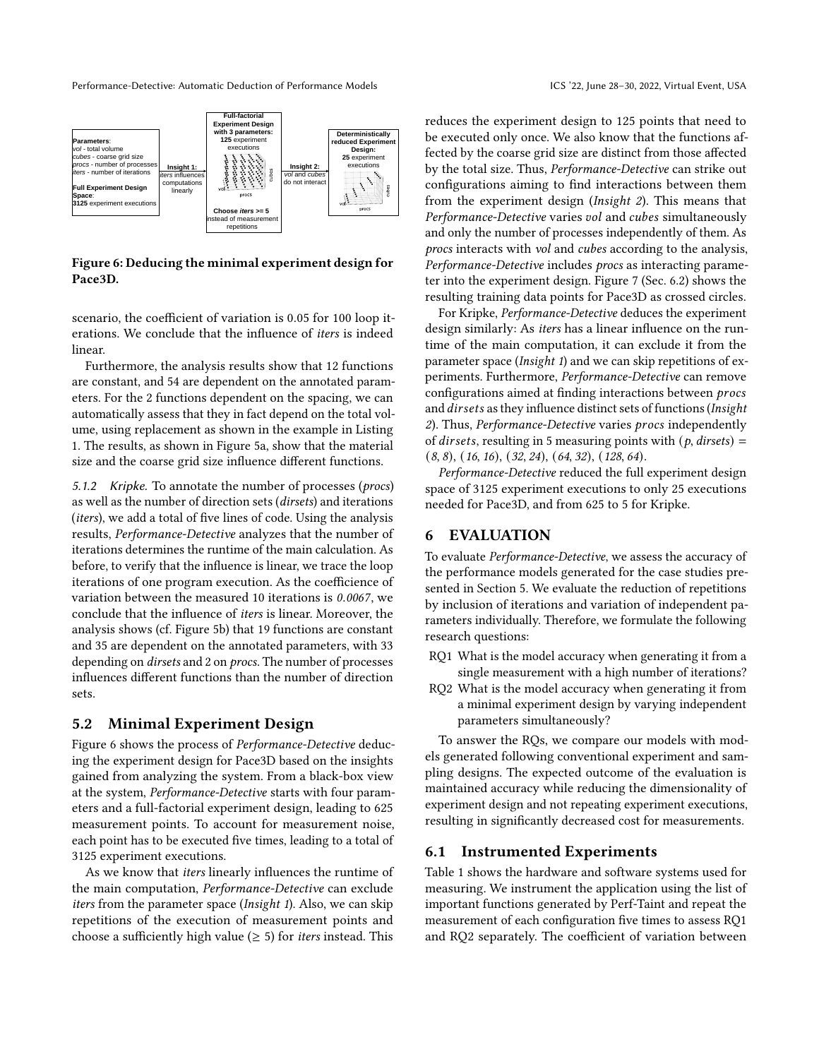Figure 6: Deducing the minimal experiment design for Pace3D.

scenario, the coefficient of variation is 0.05 for 100 loop iterations. We conclude that the influence of *iters* is indeed linear.

Furthermore, the analysis results show that 12 functions are constant, and 54 are dependent on the annotated parameters. For the 2 functions dependent on the spacing, we can automatically assess that they in fact depend on the total volume, using replacement as shown in the example in Listing 1. The results, as shown in Figure 5a, show that the material size and the coarse grid size influence different functions.

#### 5.1.2 Kripke.

To annotate the number of processes (*procs*) as well as the number of direction sets (*dirsets*) and iterations (*iters*), we add a total of five lines of code. Using the analysis results, *Performance-Detective* analyzes that the number of iterations determines the runtime of the main calculation. As before, to verify that the influence is linear, we trace the loop iterations of one program execution. As the coefficience of variation between the measured 10 iterations is *0.0067*, we conclude that the influence of *iters* is linear. Moreover, the analysis shows (cf. Figure 5b) that 19 functions are constant and 35 are dependent on the annotated parameters, with 33 depending on *dirsets* and 2 on *procs*. The number of processes influences different functions than the number of direction sets.

## 5.2 Minimal Experiment Design

Figure 6 shows the process of *Performance-Detective* deducing the experiment design for Pace3D based on the insights gained from analyzing the system. From a black-box view at the system, *Performance-Detective* starts with four parameters and a full-factorial experiment design, leading to 625 measurement points. To account for measurement noise, each point has to be executed five times, leading to a total of 3125 experiment executions.

As we know that *iters* linearly influences the runtime of the main computation, *Performance-Detective* can exclude *iters* from the parameter space (*Insight 1*). Also, we can skip repetitions of the execution of measurement points and choose a sufficiently high value ($\geq 5$) for *iters* instead. This reduces the experiment design to 125 points that need to be executed only once. We also know that the functions affected by the coarse grid size are distinct from those affected by the total size. Thus, *Performance-Detective* can strike out configurations aiming to find interactions between them from the experiment design (*Insight 2*). This means that *Performance-Detective* varies *vol* and *cubes* simultaneously and only the number of processes independently of them. As *procs* interacts with *vol* and *cubes* according to the analysis, *Performance-Detective* includes *procs* as interacting parameter into the experiment design. Figure 7 (Sec. 6.2) shows the resulting training data points for Pace3D as crossed circles.

For Kripke, *Performance-Detective* deduces the experiment design similarly: As *iters* has a linear influence on the runtime of the main computation, it can exclude it from the parameter space (*Insight 1*) and we can skip repetitions of experiments. Furthermore, *Performance-Detective* can remove configurations aimed at finding interactions between $procs$ and $dirsets$ as they influence distinct sets of functions (*Insight 2*). Thus, *Performance-Detective* varies $procs$ independently of $dirsets$, resulting in 5 measuring points with ($p$, *dirsets*) = (*8*, *8*), (*16*, *16*), (*32*, *24*), (*64*, *32*), (*128*, *64*).

*Performance-Detective* reduced the full experiment design space of 3125 experiment executions to only 25 executions needed for Pace3D, and from 625 to 5 for Kripke.

# 6 EVALUATION

To evaluate *Performance-Detective*, we assess the accuracy of the performance models generated for the case studies presented in Section 5. We evaluate the reduction of repetitions by inclusion of iterations and variation of independent parameters individually. Therefore, we formulate the following research questions:

- RQ1 What is the model accuracy when generating it from a single measurement with a high number of iterations?
- RQ2 What is the model accuracy when generating it from a minimal experiment design by varying independent parameters simultaneously?

To answer the RQs, we compare our models with models generated following conventional experiment and sampling designs. The expected outcome of the evaluation is maintained accuracy while reducing the dimensionality of experiment design and not repeating experiment executions, resulting in significantly decreased cost for measurements.

## 6.1 Instrumented Experiments

Table 1 shows the hardware and software systems used for measuring. We instrument the application using the list of important functions generated by Perf-Taint and repeat the measurement of each configuration five times to assess RQ1 and RQ2 separately. The coefficient of variation between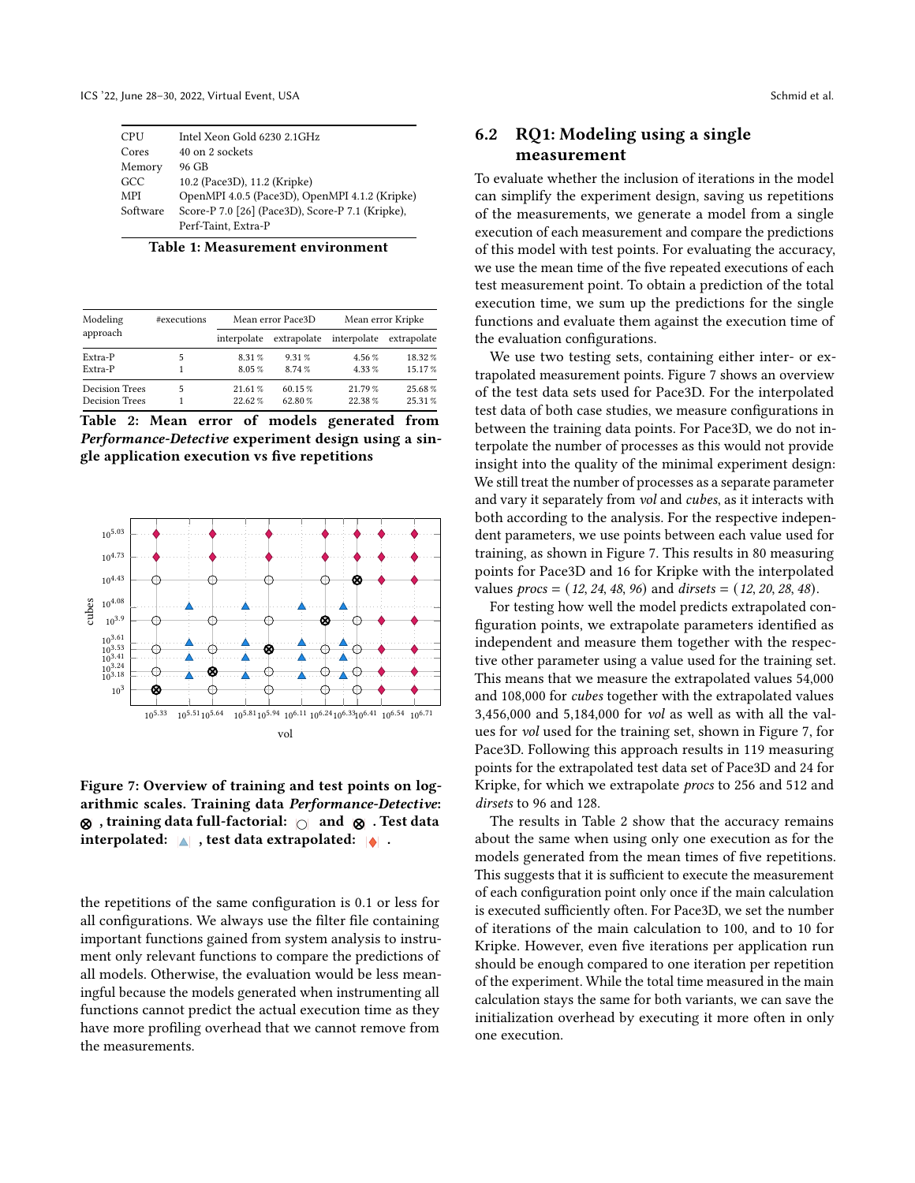| CPU | Intel Xeon Gold 6230 2.1GHz |
|---|---|
| Cores | 40 on 2 sockets |
| Memory | 96 GB |
| GCC | 10.2 (Pace3D), 11.2 (Kripke) |
| MPI | OpenMPI 4.0.5 (Pace3D), OpenMPI 4.1.2 (Kripke) |
| Software | Score-P 7.0 [26] (Pace3D), Score-P 7.1 (Kripke), Perf-Taint, Extra-P |

**Table 1: Measurement environment**

| Modeling approach | #executions | Mean error Pace3D | | Mean error Kripke | |
|---|---|---|---|---|---|
| | | interpolate | extrapolate | interpolate | extrapolate |
| Extra-P | 5 | 8.31 % | 9.31 % | 4.56 % | 18.32 % |
| Extra-P | 1 | 8.05 % | 8.74 % | 4.33 % | 15.17 % |
| Decision Trees | 5 | 21.61 % | 60.15 % | 21.79 % | 25.68 % |
| Decision Trees | 1 | 22.62 % | 62.80 % | 22.38 % | 25.31 % |

**Table 2: Mean error of models generated from *Performance-Detective* experiment design using a single application execution vs five repetitions**

**Figure 7: Overview of training and test points on logarithmic scales. Training data *Performance-Detective*: ⊗ , training data full-factorial: ○ and ⊗ . Test data interpolated: ▲ , test data extrapolated: ♦ .**

the repetitions of the same configuration is 0.1 or less for all configurations. We always use the filter file containing important functions gained from system analysis to instrument only relevant functions to compare the predictions of all models. Otherwise, the evaluation would be less meaningful because the models generated when instrumenting all functions cannot predict the actual execution time as they have more profiling overhead that we cannot remove from the measurements.

## 6.2 RQ1: Modeling using a single measurement

To evaluate whether the inclusion of iterations in the model can simplify the experiment design, saving us repetitions of the measurements, we generate a model from a single execution of each measurement and compare the predictions of this model with test points. For evaluating the accuracy, we use the mean time of the five repeated executions of each test measurement point. To obtain a prediction of the total execution time, we sum up the predictions for the single functions and evaluate them against the execution time of the evaluation configurations.

We use two testing sets, containing either inter- or extrapolated measurement points. Figure 7 shows an overview of the test data sets used for Pace3D. For the interpolated test data of both case studies, we measure configurations in between the training data points. For Pace3D, we do not interpolate the number of processes as this would not provide insight into the quality of the minimal experiment design: We still treat the number of processes as a separate parameter and vary it separately from *vol* and *cubes*, as it interacts with both according to the analysis. For the respective independent parameters, we use points between each value used for training, as shown in Figure 7. This results in 80 measuring points for Pace3D and 16 for Kripke with the interpolated values *procs* = (*12*, *24*, *48*, *96*) and *dirsets* = (*12*, *20*, *28*, *48*).

For testing how well the model predicts extrapolated configuration points, we extrapolate parameters identified as independent and measure them together with the respective other parameter using a value used for the training set. This means that we measure the extrapolated values 54,000 and 108,000 for *cubes* together with the extrapolated values 3,456,000 and 5,184,000 for *vol* as well as with all the values for *vol* used for the training set, shown in Figure 7, for Pace3D. Following this approach results in 119 measuring points for the extrapolated test data set of Pace3D and 24 for Kripke, for which we extrapolate *procs* to 256 and 512 and *dirsets* to 96 and 128.

The results in Table 2 show that the accuracy remains about the same when using only one execution as for the models generated from the mean times of five repetitions. This suggests that it is sufficient to execute the measurement of each configuration point only once if the main calculation is executed sufficiently often. For Pace3D, we set the number of iterations of the main calculation to 100, and to 10 for Kripke. However, even five iterations per application run should be enough compared to one iteration per repetition of the experiment. While the total time measured in the main calculation stays the same for both variants, we can save the initialization overhead by executing it more often in only one execution.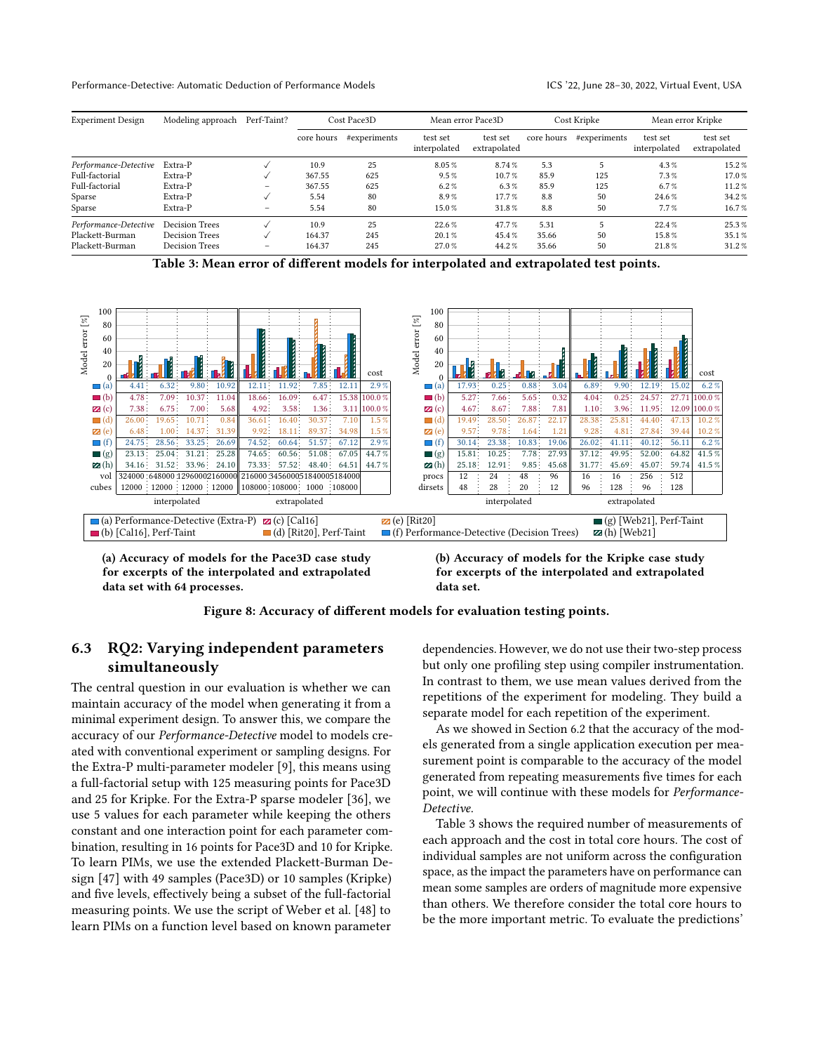| Experiment Design | Modeling approach | Perf-Taint? | Cost Pace3D | | Mean error Pace3D | | Cost Kripke | | Mean error Kripke | |
|---|---|---|---|---|---|---|---|---|---|---|
| | | | core hours | #experiments | test set interpolated | test set extrapolated | core hours | #experiments | test set interpolated | test set extrapolated |
| *Performance-Detective* | Extra-P | ✓ | 10.9 | 25 | 8.05 % | 8.74 % | 5.3 | 5 | 4.3 % | 15.2 % |
| Full-factorial | Extra-P | ✓ | 367.55 | 625 | 9.5 % | 10.7 % | 85.9 | 125 | 7.3 % | 17.0 % |
| Full-factorial | Extra-P | – | 367.55 | 625 | 6.2 % | 6.3 % | 85.9 | 125 | 6.7 % | 11.2 % |
| Sparse | Extra-P | ✓ | 5.54 | 80 | 8.9 % | 17.7 % | 8.8 | 50 | 24.6 % | 34.2 % |
| Sparse | Extra-P | – | 5.54 | 80 | 15.0 % | 31.8 % | 8.8 | 50 | 7.7 % | 16.7 % |
| *Performance-Detective* | Decision Trees | ✓ | 10.9 | 25 | 22.6 % | 47.7 % | 5.31 | 5 | 22.4 % | 25.3 % |
| Plackett-Burman | Decision Trees | ✓ | 164.37 | 245 | 20.1 % | 45.4 % | 35.66 | 50 | 15.8 % | 35.1 % |
| Plackett-Burman | Decision Trees | – | 164.37 | 245 | 27.0 % | 44.2 % | 35.66 | 50 | 21.8 % | 31.2 % |

**Table 3: Mean error of different models for interpolated and extrapolated test points.**

| Model error [%] | interpolated | | | | extrapolated | | | | cost |
|---|---|---|---|---|---|---|---|---|---|
| (a) | 4.41 | 6.32 | 9.80 | 10.92 | 12.11 | 11.92 | 7.85 | 12.11 | 2.9 % |
| (b) | 4.78 | 7.09 | 10.37 | 11.04 | 18.66 | 16.09 | 6.47 | 15.38 | 100.0 % |
| (c) | 7.38 | 6.75 | 7.00 | 5.68 | 4.92 | 3.58 | 1.36 | 3.11 | 100.0 % |
| (d) | 26.00 | 19.65 | 10.71 | 0.84 | 36.61 | 16.40 | 30.37 | 7.10 | 1.5 % |
| (e) | 6.48 | 1.00 | 14.37 | 31.39 | 9.92 | 18.11 | 89.37 | 34.98 | 1.5 % |
| (f) | 24.75 | 28.56 | 33.25 | 26.69 | 74.52 | 60.64 | 51.57 | 67.12 | 2.9 % |
| (g) | 23.13 | 25.04 | 31.21 | 25.28 | 74.65 | 60.56 | 51.08 | 67.05 | 44.7 % |
| (h) | 34.16 | 31.52 | 33.96 | 24.10 | 73.33 | 57.52 | 48.40 | 64.51 | 44.7 % |
| vol | 324000 | 648000 | 1296000 | 2160000 | 216000 | 3456000 | 5184000 | 5184000 | |
| cubes | 12000 | 12000 | 12000 | 12000 | 108000 | 108000 | 1000 | 108000 | |

**(a) Accuracy of models for the Pace3D case study for excerpts of the interpolated and extrapolated data set with 64 processes.**

| Model error [%] | interpolated | | | | extrapolated | | | | cost |
|---|---|---|---|---|---|---|---|---|---|
| (a) | 17.93 | 0.25 | 0.88 | 3.04 | 6.89 | 9.90 | 12.19 | 15.02 | 6.2 % |
| (b) | 5.27 | 7.66 | 5.65 | 0.32 | 4.04 | 0.25 | 24.57 | 27.71 | 100.0 % |
| (c) | 4.67 | 8.67 | 7.88 | 7.81 | 1.10 | 3.96 | 11.95 | 12.09 | 100.0 % |
| (d) | 19.49 | 28.50 | 26.87 | 22.17 | 28.38 | 25.81 | 44.40 | 47.13 | 10.2 % |
| (e) | 9.57 | 9.78 | 1.64 | 1.21 | 9.28 | 4.81 | 27.84 | 39.44 | 10.2 % |
| (f) | 30.14 | 23.38 | 10.83 | 19.06 | 26.02 | 41.11 | 40.12 | 56.11 | 6.2 % |
| (g) | 15.81 | 10.25 | 7.78 | 27.93 | 37.12 | 49.95 | 52.00 | 64.82 | 41.5 % |
| (h) | 25.18 | 12.91 | 9.85 | 45.68 | 31.77 | 45.69 | 45.07 | 59.74 | 41.5 % |
| procs | 12 | 24 | 48 | 96 | 16 | 16 | 256 | 512 | |
| dirsets | 48 | 28 | 20 | 12 | 96 | 128 | 96 | 128 | |

**(b) Accuracy of models for the Kripke case study for excerpts of the interpolated and extrapolated data set.**

(a) Performance-Detective (Extra-P); (b) [Cal16], Perf-Taint; (c) [Cal16]; (d) [Rit20], Perf-Taint; (e) [Rit20]; (f) Performance-Detective (Decision Trees); (g) [Web21], Perf-Taint; (h) [Web21]

**Figure 8: Accuracy of different models for evaluation testing points.**

## 6.3 RQ2: Varying independent parameters simultaneously

The central question in our evaluation is whether we can maintain accuracy of the model when generating it from a minimal experiment design. To answer this, we compare the accuracy of our *Performance-Detective* model to models created with conventional experiment or sampling designs. For the Extra-P multi-parameter modeler [9], this means using a full-factorial setup with 125 measuring points for Pace3D and 25 for Kripke. For the Extra-P sparse modeler [36], we use 5 values for each parameter while keeping the others constant and one interaction point for each parameter combination, resulting in 16 points for Pace3D and 10 for Kripke. To learn PIMs, we use the extended Plackett-Burman Design [47] with 49 samples (Pace3D) or 10 samples (Kripke) and five levels, effectively being a subset of the full-factorial measuring points. We use the script of Weber et al. [48] to learn PIMs on a function level based on known parameter dependencies. However, we do not use their two-step process but only one profiling step using compiler instrumentation. In contrast to them, we use mean values derived from the repetitions of the experiment for modeling. They build a separate model for each repetition of the experiment.

As we showed in Section 6.2 that the accuracy of the models generated from a single application execution per measurement point is comparable to the accuracy of the model generated from repeating measurements five times for each point, we will continue with these models for *Performance-Detective*.

Table 3 shows the required number of measurements of each approach and the cost in total core hours. The cost of individual samples are not uniform across the configuration space, as the impact the parameters have on performance can mean some samples are orders of magnitude more expensive than others. We therefore consider the total core hours to be the more important metric. To evaluate the predictions'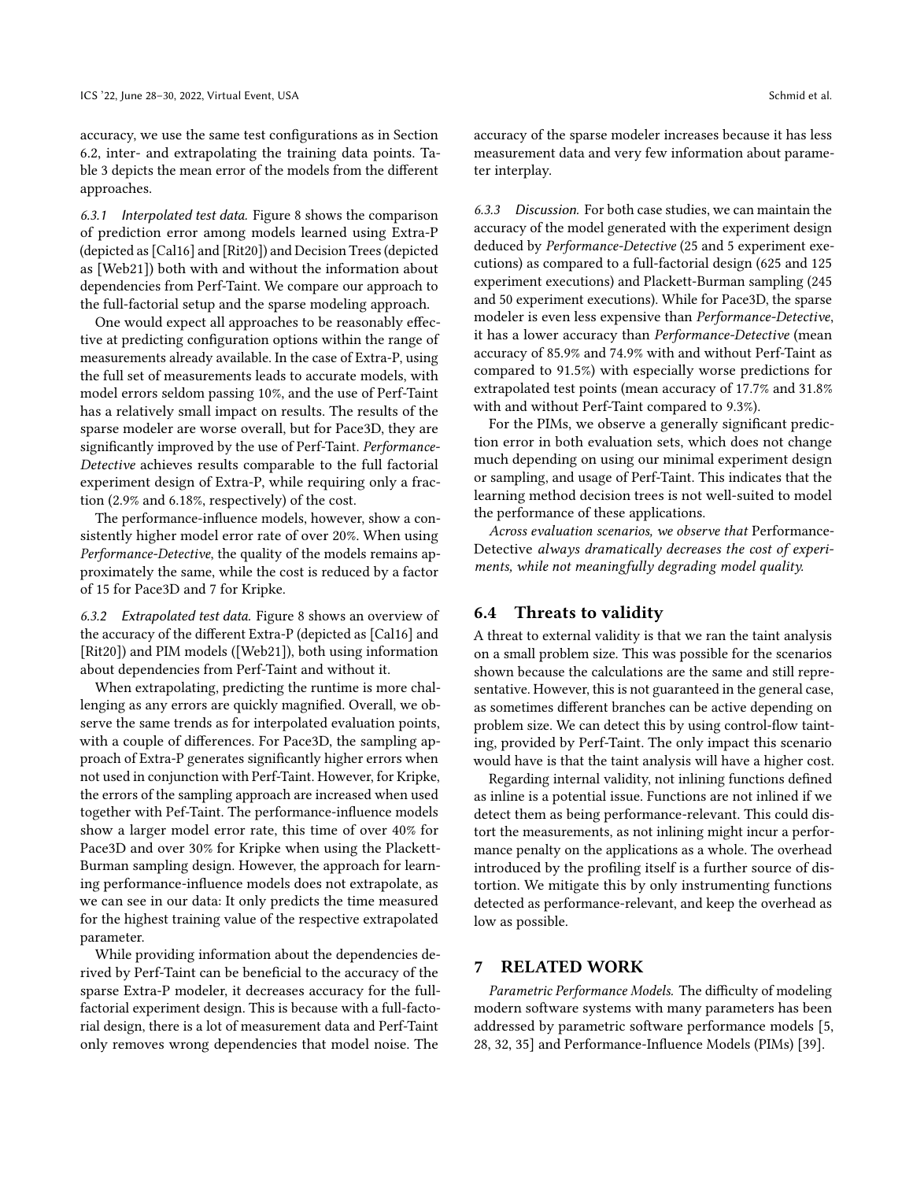accuracy, we use the same test configurations as in Section 6.2, inter- and extrapolating the training data points. Table 3 depicts the mean error of the models from the different approaches.

*6.3.1 Interpolated test data.* Figure 8 shows the comparison of prediction error among models learned using Extra-P (depicted as [Cal16] and [Rit20]) and Decision Trees (depicted as [Web21]) both with and without the information about dependencies from Perf-Taint. We compare our approach to the full-factorial setup and the sparse modeling approach.

One would expect all approaches to be reasonably effective at predicting configuration options within the range of measurements already available. In the case of Extra-P, using the full set of measurements leads to accurate models, with model errors seldom passing 10%, and the use of Perf-Taint has a relatively small impact on results. The results of the sparse modeler are worse overall, but for Pace3D, they are significantly improved by the use of Perf-Taint. *Performance-Detective* achieves results comparable to the full factorial experiment design of Extra-P, while requiring only a fraction (2.9% and 6.18%, respectively) of the cost.

The performance-influence models, however, show a consistently higher model error rate of over 20%. When using *Performance-Detective*, the quality of the models remains approximately the same, while the cost is reduced by a factor of 15 for Pace3D and 7 for Kripke.

*6.3.2 Extrapolated test data.* Figure 8 shows an overview of the accuracy of the different Extra-P (depicted as [Cal16] and [Rit20]) and PIM models ([Web21]), both using information about dependencies from Perf-Taint and without it.

When extrapolating, predicting the runtime is more challenging as any errors are quickly magnified. Overall, we observe the same trends as for interpolated evaluation points, with a couple of differences. For Pace3D, the sampling approach of Extra-P generates significantly higher errors when not used in conjunction with Perf-Taint. However, for Kripke, the errors of the sampling approach are increased when used together with Pef-Taint. The performance-influence models show a larger model error rate, this time of over 40% for Pace3D and over 30% for Kripke when using the Plackett-Burman sampling design. However, the approach for learning performance-influence models does not extrapolate, as we can see in our data: It only predicts the time measured for the highest training value of the respective extrapolated parameter.

While providing information about the dependencies derived by Perf-Taint can be beneficial to the accuracy of the sparse Extra-P modeler, it decreases accuracy for the full-factorial experiment design. This is because with a full-factorial design, there is a lot of measurement data and Perf-Taint only removes wrong dependencies that model noise. The accuracy of the sparse modeler increases because it has less measurement data and very few information about parameter interplay.

*6.3.3 Discussion.* For both case studies, we can maintain the accuracy of the model generated with the experiment design deduced by *Performance-Detective* (25 and 5 experiment executions) as compared to a full-factorial design (625 and 125 experiment executions) and Plackett-Burman sampling (245 and 50 experiment executions). While for Pace3D, the sparse modeler is even less expensive than *Performance-Detective*, it has a lower accuracy than *Performance-Detective* (mean accuracy of 85.9% and 74.9% with and without Perf-Taint as compared to 91.5%) with especially worse predictions for extrapolated test points (mean accuracy of 17.7% and 31.8% with and without Perf-Taint compared to 9.3%).

For the PIMs, we observe a generally significant prediction error in both evaluation sets, which does not change much depending on using our minimal experiment design or sampling, and usage of Perf-Taint. This indicates that the learning method decision trees is not well-suited to model the performance of these applications.

*Across evaluation scenarios, we observe that* Performance-Detective *always dramatically decreases the cost of experiments, while not meaningfully degrading model quality.*

## 6.4 Threats to validity

A threat to external validity is that we ran the taint analysis on a small problem size. This was possible for the scenarios shown because the calculations are the same and still representative. However, this is not guaranteed in the general case, as sometimes different branches can be active depending on problem size. We can detect this by using control-flow tainting, provided by Perf-Taint. The only impact this scenario would have is that the taint analysis will have a higher cost.

Regarding internal validity, not inlining functions defined as inline is a potential issue. Functions are not inlined if we detect them as being performance-relevant. This could distort the measurements, as not inlining might incur a performance penalty on the applications as a whole. The overhead introduced by the profiling itself is a further source of distortion. We mitigate this by only instrumenting functions detected as performance-relevant, and keep the overhead as low as possible.

# 7 RELATED WORK

*Parametric Performance Models.* The difficulty of modeling modern software systems with many parameters has been addressed by parametric software performance models [5, 28, 32, 35] and Performance-Influence Models (PIMs) [39].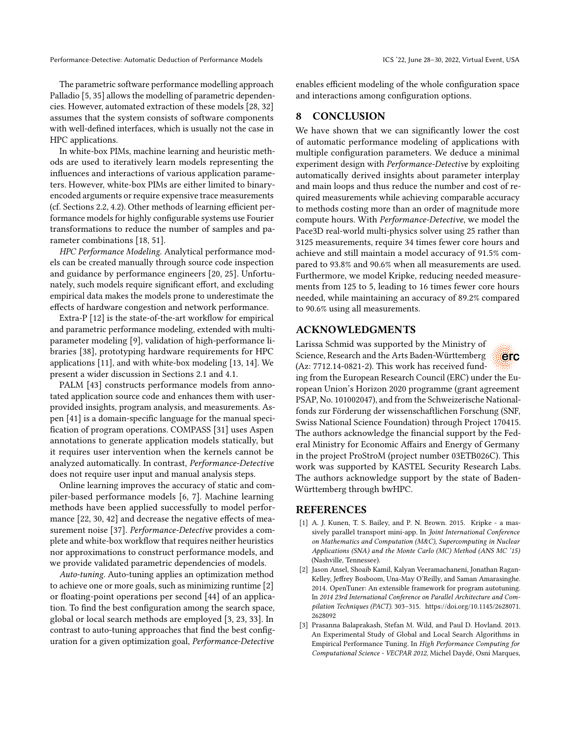The parametric software performance modelling approach Palladio [5, 35] allows the modelling of parametric dependencies. However, automated extraction of these models [28, 32] assumes that the system consists of software components with well-defined interfaces, which is usually not the case in HPC applications.

In white-box PIMs, machine learning and heuristic methods are used to iteratively learn models representing the influences and interactions of various application parameters. However, white-box PIMs are either limited to binary-encoded arguments or require expensive trace measurements (cf. Sections 2.2, 4.2). Other methods of learning efficient performance models for highly configurable systems use Fourier transformations to reduce the number of samples and parameter combinations [18, 51].

*HPC Performance Modeling.* Analytical performance models can be created manually through source code inspection and guidance by performance engineers [20, 25]. Unfortunately, such models require significant effort, and excluding empirical data makes the models prone to underestimate the effects of hardware congestion and network performance.

Extra-P [12] is the state-of-the-art workflow for empirical and parametric performance modeling, extended with multi-parameter modeling [9], validation of high-performance libraries [38], prototyping hardware requirements for HPC applications [11], and with white-box modeling [13, 14]. We present a wider discussion in Sections 2.1 and 4.1.

PALM [43] constructs performance models from annotated application source code and enhances them with user-provided insights, program analysis, and measurements. Aspen [41] is a domain-specific language for the manual specification of program operations. COMPASS [31] uses Aspen annotations to generate application models statically, but it requires user intervention when the kernels cannot be analyzed automatically. In contrast, *Performance-Detective* does not require user input and manual analysis steps.

Online learning improves the accuracy of static and compiler-based performance models [6, 7]. Machine learning methods have been applied successfully to model performance [22, 30, 42] and decrease the negative effects of measurement noise [37]. *Performance-Detective* provides a complete and white-box workflow that requires neither heuristics nor approximations to construct performance models, and we provide validated parametric dependencies of models.

*Auto-tuning.* Auto-tuning applies an optimization method to achieve one or more goals, such as minimizing runtime [2] or floating-point operations per second [44] of an application. To find the best configuration among the search space, global or local search methods are employed [3, 23, 33]. In contrast to auto-tuning approaches that find the best configuration for a given optimization goal, *Performance-Detective* enables efficient modeling of the whole configuration space and interactions among configuration options.

## 8 CONCLUSION

We have shown that we can significantly lower the cost of automatic performance modeling of applications with multiple configuration parameters. We deduce a minimal experiment design with *Performance-Detective* by exploiting automatically derived insights about parameter interplay and main loops and thus reduce the number and cost of required measurements while achieving comparable accuracy to methods costing more than an order of magnitude more compute hours. With *Performance-Detective*, we model the Pace3D real-world multi-physics solver using 25 rather than 3125 measurements, require 34 times fewer core hours and achieve and still maintain a model accuracy of 91.5% compared to 93.8% and 90.6% when all measurements are used. Furthermore, we model Kripke, reducing needed measurements from 125 to 5, leading to 16 times fewer core hours needed, while maintaining an accuracy of 89.2% compared to 90.6% using all measurements.

## ACKNOWLEDGMENTS

Larissa Schmid was supported by the Ministry of Science, Research and the Arts Baden-Württemberg (Az: 7712.14-0821-2). This work has received funding from the European Research Council (ERC) under the European Union's Horizon 2020 programme (grant agreement PSAP, No. 101002047), and from the Schweizerische Nationalfonds zur Förderung der wissenschaftlichen Forschung (SNF, Swiss National Science Foundation) through Project 170415. The authors acknowledge the financial support by the Federal Ministry for Economic Affairs and Energy of Germany in the project ProStroM (project number 03ETB026C). This work was supported by KASTEL Security Research Labs. The authors acknowledge support by the state of Baden-Württemberg through bwHPC.

## REFERENCES

[1] A. J. Kunen, T. S. Bailey, and P. N. Brown. 2015. Kripke - a massively parallel transport mini-app. In *Joint International Conference on Mathematics and Computation (M&C), Supercomputing in Nuclear Applications (SNA) and the Monte Carlo (MC) Method (ANS MC '15)* (Nashville, Tennessee).

[2] Jason Ansel, Shoaib Kamil, Kalyan Veeramachaneni, Jonathan Ragan-Kelley, Jeffrey Bosboom, Una-May O'Reilly, and Saman Amarasinghe. 2014. OpenTuner: An extensible framework for program autotuning. In *2014 23rd International Conference on Parallel Architecture and Compilation Techniques (PACT)*. 303–315. https://doi.org/10.1145/2628071.2628092

[3] Prasanna Balaprakash, Stefan M. Wild, and Paul D. Hovland. 2013. An Experimental Study of Global and Local Search Algorithms in Empirical Performance Tuning. In *High Performance Computing for Computational Science - VECPAR 2012*, Michel Daydé, Osni Marques,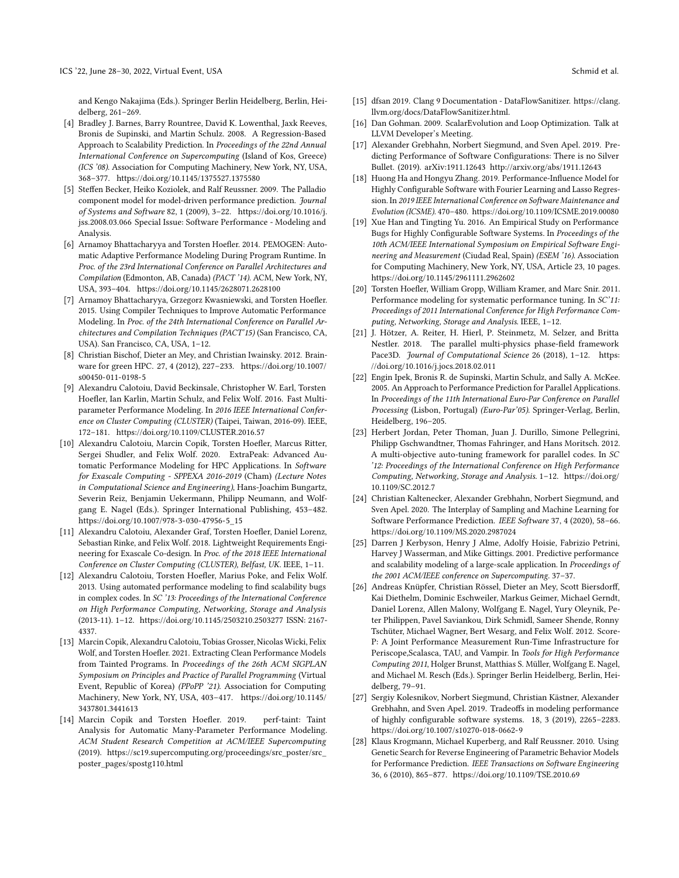and Kengo Nakajima (Eds.). Springer Berlin Heidelberg, Berlin, Heidelberg, 261–269.

[4] Bradley J. Barnes, Barry Rountree, David K. Lowenthal, Jaxk Reeves, Bronis de Supinski, and Martin Schulz. 2008. A Regression-Based Approach to Scalability Prediction. In *Proceedings of the 22nd Annual International Conference on Supercomputing* (Island of Kos, Greece) *(ICS '08)*. Association for Computing Machinery, New York, NY, USA, 368–377. https://doi.org/10.1145/1375527.1375580

[5] Steffen Becker, Heiko Koziolek, and Ralf Reussner. 2009. The Palladio component model for model-driven performance prediction. *Journal of Systems and Software* 82, 1 (2009), 3–22. https://doi.org/10.1016/j.jss.2008.03.066 Special Issue: Software Performance - Modeling and Analysis.

[6] Arnamoy Bhattacharyya and Torsten Hoefler. 2014. PEMOGEN: Automatic Adaptive Performance Modeling During Program Runtime. In *Proc. of the 23rd International Conference on Parallel Architectures and Compilation* (Edmonton, AB, Canada) *(PACT '14)*. ACM, New York, NY, USA, 393–404. https://doi.org/10.1145/2628071.2628100

[7] Arnamoy Bhattacharyya, Grzegorz Kwasniewski, and Torsten Hoefler. 2015. Using Compiler Techniques to Improve Automatic Performance Modeling. In *Proc. of the 24th International Conference on Parallel Architectures and Compilation Techniques (PACT'15)* (San Francisco, CA, USA). San Francisco, CA, USA, 1–12.

[8] Christian Bischof, Dieter an Mey, and Christian Iwainsky. 2012. Brainware for green HPC. 27, 4 (2012), 227–233. https://doi.org/10.1007/s00450-011-0198-5

[9] Alexandru Calotoiu, David Beckinsale, Christopher W. Earl, Torsten Hoefler, Ian Karlin, Martin Schulz, and Felix Wolf. 2016. Fast Multi-parameter Performance Modeling. In *2016 IEEE International Conference on Cluster Computing (CLUSTER)* (Taipei, Taiwan, 2016-09). IEEE, 172–181. https://doi.org/10.1109/CLUSTER.2016.57

[10] Alexandru Calotoiu, Marcin Copik, Torsten Hoefler, Marcus Ritter, Sergei Shudler, and Felix Wolf. 2020. ExtraPeak: Advanced Automatic Performance Modeling for HPC Applications. In *Software for Exascale Computing - SPPEXA 2016-2019* (Cham) *(Lecture Notes in Computational Science and Engineering)*, Hans-Joachim Bungartz, Severin Reiz, Benjamin Uekermann, Philipp Neumann, and Wolfgang E. Nagel (Eds.). Springer International Publishing, 453–482. https://doi.org/10.1007/978-3-030-47956-5_15

[11] Alexandru Calotoiu, Alexander Graf, Torsten Hoefler, Daniel Lorenz, Sebastian Rinke, and Felix Wolf. 2018. Lightweight Requirements Engineering for Exascale Co-design. In *Proc. of the 2018 IEEE International Conference on Cluster Computing (CLUSTER), Belfast, UK*. IEEE, 1–11.

[12] Alexandru Calotoiu, Torsten Hoefler, Marius Poke, and Felix Wolf. 2013. Using automated performance modeling to find scalability bugs in complex codes. In *SC '13: Proceedings of the International Conference on High Performance Computing, Networking, Storage and Analysis* (2013-11). 1–12. https://doi.org/10.1145/2503210.2503277 ISSN: 2167-4337.

[13] Marcin Copik, Alexandru Calotoiu, Tobias Grosser, Nicolas Wicki, Felix Wolf, and Torsten Hoefler. 2021. Extracting Clean Performance Models from Tainted Programs. In *Proceedings of the 26th ACM SIGPLAN Symposium on Principles and Practice of Parallel Programming* (Virtual Event, Republic of Korea) *(PPoPP '21)*. Association for Computing Machinery, New York, NY, USA, 403–417. https://doi.org/10.1145/3437801.3441613

[14] Marcin Copik and Torsten Hoefler. 2019. perf-taint: Taint Analysis for Automatic Many-Parameter Performance Modeling. *ACM Student Research Competition at ACM/IEEE Supercomputing* (2019). https://sc19.supercomputing.org/proceedings/src_poster/src_poster_pages/spostg110.html

[15] dfsan 2019. Clang 9 Documentation - DataFlowSanitizer. https://clang.llvm.org/docs/DataFlowSanitizer.html.

[16] Dan Gohman. 2009. ScalarEvolution and Loop Optimization. Talk at LLVM Developer's Meeting.

[17] Alexander Grebhahn, Norbert Siegmund, and Sven Apel. 2019. Predicting Performance of Software Configurations: There is no Silver Bullet. (2019). arXiv:1911.12643 http://arxiv.org/abs/1911.12643

[18] Huong Ha and Hongyu Zhang. 2019. Performance-Influence Model for Highly Configurable Software with Fourier Learning and Lasso Regression. In *2019 IEEE International Conference on Software Maintenance and Evolution (ICSME)*. 470–480. https://doi.org/10.1109/ICSME.2019.00080

[19] Xue Han and Tingting Yu. 2016. An Empirical Study on Performance Bugs for Highly Configurable Software Systems. In *Proceedings of the 10th ACM/IEEE International Symposium on Empirical Software Engineering and Measurement* (Ciudad Real, Spain) *(ESEM '16)*. Association for Computing Machinery, New York, NY, USA, Article 23, 10 pages. https://doi.org/10.1145/2961111.2962602

[20] Torsten Hoefler, William Gropp, William Kramer, and Marc Snir. 2011. Performance modeling for systematic performance tuning. In *SC'11: Proceedings of 2011 International Conference for High Performance Computing, Networking, Storage and Analysis*. IEEE, 1–12.

[21] J. Hötzer, A. Reiter, H. Hierl, P. Steinmetz, M. Selzer, and Britta Nestler. 2018. The parallel multi-physics phase-field framework Pace3D. *Journal of Computational Science* 26 (2018), 1–12. https://doi.org/10.1016/j.jocs.2018.02.011

[22] Engin Ipek, Bronis R. de Supinski, Martin Schulz, and Sally A. McKee. 2005. An Approach to Performance Prediction for Parallel Applications. In *Proceedings of the 11th International Euro-Par Conference on Parallel Processing* (Lisbon, Portugal) *(Euro-Par'05)*. Springer-Verlag, Berlin, Heidelberg, 196–205.

[23] Herbert Jordan, Peter Thoman, Juan J. Durillo, Simone Pellegrini, Philipp Gschwandtner, Thomas Fahringer, and Hans Moritsch. 2012. A multi-objective auto-tuning framework for parallel codes. In *SC '12: Proceedings of the International Conference on High Performance Computing, Networking, Storage and Analysis*. 1–12. https://doi.org/10.1109/SC.2012.7

[24] Christian Kaltenecker, Alexander Grebhahn, Norbert Siegmund, and Sven Apel. 2020. The Interplay of Sampling and Machine Learning for Software Performance Prediction. *IEEE Software* 37, 4 (2020), 58–66. https://doi.org/10.1109/MS.2020.2987024

[25] Darren J Kerbyson, Henry J Alme, Adolfy Hoisie, Fabrizio Petrini, Harvey J Wasserman, and Mike Gittings. 2001. Predictive performance and scalability modeling of a large-scale application. In *Proceedings of the 2001 ACM/IEEE conference on Supercomputing*. 37–37.

[26] Andreas Knüpfer, Christian Rössel, Dieter an Mey, Scott Biersdorff, Kai Diethelm, Dominic Eschweiler, Markus Geimer, Michael Gerndt, Daniel Lorenz, Allen Malony, Wolfgang E. Nagel, Yury Oleynik, Peter Philippen, Pavel Saviankou, Dirk Schmidl, Sameer Shende, Ronny Tschüter, Michael Wagner, Bert Wesarg, and Felix Wolf. 2012. Score-P: A Joint Performance Measurement Run-Time Infrastructure for Periscope,Scalasca, TAU, and Vampir. In *Tools for High Performance Computing 2011*, Holger Brunst, Matthias S. Müller, Wolfgang E. Nagel, and Michael M. Resch (Eds.). Springer Berlin Heidelberg, Berlin, Heidelberg, 79–91.

[27] Sergiy Kolesnikov, Norbert Siegmund, Christian Kästner, Alexander Grebhahn, and Sven Apel. 2019. Tradeoffs in modeling performance of highly configurable software systems. 18, 3 (2019), 2265–2283. https://doi.org/10.1007/s10270-018-0662-9

[28] Klaus Krogmann, Michael Kuperberg, and Ralf Reussner. 2010. Using Genetic Search for Reverse Engineering of Parametric Behavior Models for Performance Prediction. *IEEE Transactions on Software Engineering* 36, 6 (2010), 865–877. https://doi.org/10.1109/TSE.2010.69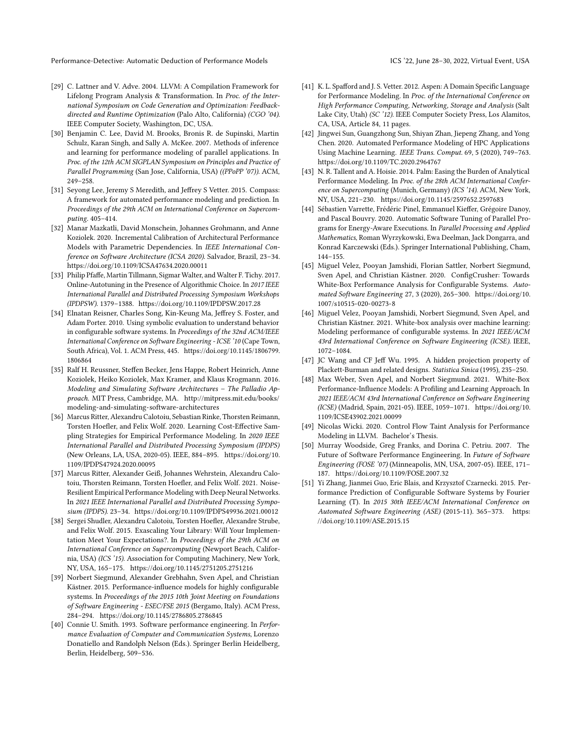- [29] C. Lattner and V. Adve. 2004. LLVM: A Compilation Framework for Lifelong Program Analysis & Transformation. In *Proc. of the International Symposium on Code Generation and Optimization: Feedback-directed and Runtime Optimization* (Palo Alto, California) *(CGO '04)*. IEEE Computer Society, Washington, DC, USA.
- [30] Benjamin C. Lee, David M. Brooks, Bronis R. de Supinski, Martin Schulz, Karan Singh, and Sally A. McKee. 2007. Methods of inference and learning for performance modeling of parallel applications. In *Proc. of the 12th ACM SIGPLAN Symposium on Principles and Practice of Parallel Programming* (San Jose, California, USA) *((PPoPP '07))*. ACM, 249–258.
- [31] Seyong Lee, Jeremy S Meredith, and Jeffrey S Vetter. 2015. Compass: A framework for automated performance modeling and prediction. In *Proceedings of the 29th ACM on International Conference on Supercomputing*. 405–414.
- [32] Manar Mazkatli, David Monschein, Johannes Grohmann, and Anne Koziolek. 2020. Incremental Calibration of Architectural Performance Models with Parametric Dependencies. In *IEEE International Conference on Software Architecture (ICSA 2020)*. Salvador, Brazil, 23–34. https://doi.org/10.1109/ICSA47634.2020.00011
- [33] Philip Pfaffe, Martin Tillmann, Sigmar Walter, and Walter F. Tichy. 2017. Online-Autotuning in the Presence of Algorithmic Choice. In *2017 IEEE International Parallel and Distributed Processing Symposium Workshops (IPDPSW)*. 1379–1388. https://doi.org/10.1109/IPDPSW.2017.28
- [34] Elnatan Reisner, Charles Song, Kin-Keung Ma, Jeffrey S. Foster, and Adam Porter. 2010. Using symbolic evaluation to understand behavior in configurable software systems. In *Proceedings of the 32nd ACM/IEEE International Conference on Software Engineering - ICSE '10* (Cape Town, South Africa), Vol. 1. ACM Press, 445. https://doi.org/10.1145/1806799.1806864
- [35] Ralf H. Reussner, Steffen Becker, Jens Happe, Robert Heinrich, Anne Koziolek, Heiko Koziolek, Max Kramer, and Klaus Krogmann. 2016. *Modeling and Simulating Software Architectures – The Palladio Approach*. MIT Press, Cambridge, MA. http://mitpress.mit.edu/books/modeling-and-simulating-software-architectures
- [36] Marcus Ritter, Alexandru Calotoiu, Sebastian Rinke, Thorsten Reimann, Torsten Hoefler, and Felix Wolf. 2020. Learning Cost-Effective Sampling Strategies for Empirical Performance Modeling. In *2020 IEEE International Parallel and Distributed Processing Symposium (IPDPS)* (New Orleans, LA, USA, 2020-05). IEEE, 884–895. https://doi.org/10.1109/IPDPS47924.2020.00095
- [37] Marcus Ritter, Alexander Geiß, Johannes Wehrstein, Alexandru Calotoiu, Thorsten Reimann, Torsten Hoefler, and Felix Wolf. 2021. Noise-Resilient Empirical Performance Modeling with Deep Neural Networks. In *2021 IEEE International Parallel and Distributed Processing Symposium (IPDPS)*. 23–34. https://doi.org/10.1109/IPDPS49936.2021.00012
- [38] Sergei Shudler, Alexandru Calotoiu, Torsten Hoefler, Alexandre Strube, and Felix Wolf. 2015. Exascaling Your Library: Will Your Implementation Meet Your Expectations?. In *Proceedings of the 29th ACM on International Conference on Supercomputing* (Newport Beach, California, USA) *(ICS '15)*. Association for Computing Machinery, New York, NY, USA, 165–175. https://doi.org/10.1145/2751205.2751216
- [39] Norbert Siegmund, Alexander Grebhahn, Sven Apel, and Christian Kästner. 2015. Performance-influence models for highly configurable systems. In *Proceedings of the 2015 10th Joint Meeting on Foundations of Software Engineering - ESEC/FSE 2015* (Bergamo, Italy). ACM Press, 284–294. https://doi.org/10.1145/2786805.2786845
- [40] Connie U. Smith. 1993. Software performance engineering. In *Performance Evaluation of Computer and Communication Systems*, Lorenzo Donatiello and Randolph Nelson (Eds.). Springer Berlin Heidelberg, Berlin, Heidelberg, 509–536.
- [41] K. L. Spafford and J. S. Vetter. 2012. Aspen: A Domain Specific Language for Performance Modeling. In *Proc. of the International Conference on High Performance Computing, Networking, Storage and Analysis* (Salt Lake City, Utah) *(SC '12)*. IEEE Computer Society Press, Los Alamitos, CA, USA, Article 84, 11 pages.
- [42] Jingwei Sun, Guangzhong Sun, Shiyan Zhan, Jiepeng Zhang, and Yong Chen. 2020. Automated Performance Modeling of HPC Applications Using Machine Learning. *IEEE Trans. Comput.* 69, 5 (2020), 749–763. https://doi.org/10.1109/TC.2020.2964767
- [43] N. R. Tallent and A. Hoisie. 2014. Palm: Easing the Burden of Analytical Performance Modeling. In *Proc. of the 28th ACM International Conference on Supercomputing* (Munich, Germany) *(ICS '14)*. ACM, New York, NY, USA, 221–230. https://doi.org/10.1145/2597652.2597683
- [44] Sébastien Varrette, Frédéric Pinel, Emmanuel Kieffer, Grégoire Danoy, and Pascal Bouvry. 2020. Automatic Software Tuning of Parallel Programs for Energy-Aware Executions. In *Parallel Processing and Applied Mathematics*, Roman Wyrzykowski, Ewa Deelman, Jack Dongarra, and Konrad Karczewski (Eds.). Springer International Publishing, Cham, 144–155.
- [45] Miguel Velez, Pooyan Jamshidi, Florian Sattler, Norbert Siegmund, Sven Apel, and Christian Kästner. 2020. ConfigCrusher: Towards White-Box Performance Analysis for Configurable Systems. *Automated Software Engineering* 27, 3 (2020), 265–300. https://doi.org/10.1007/s10515-020-00273-8
- [46] Miguel Velez, Pooyan Jamshidi, Norbert Siegmund, Sven Apel, and Christian Kästner. 2021. White-box analysis over machine learning: Modeling performance of configurable systems. In *2021 IEEE/ACM 43rd International Conference on Software Engineering (ICSE)*. IEEE, 1072–1084.
- [47] JC Wang and CF Jeff Wu. 1995. A hidden projection property of Plackett-Burman and related designs. *Statistica Sinica* (1995), 235–250.
- [48] Max Weber, Sven Apel, and Norbert Siegmund. 2021. White-Box Performance-Influence Models: A Profiling and Learning Approach. In *2021 IEEE/ACM 43rd International Conference on Software Engineering (ICSE)* (Madrid, Spain, 2021-05). IEEE, 1059–1071. https://doi.org/10.1109/ICSE43902.2021.00099
- [49] Nicolas Wicki. 2020. Control Flow Taint Analysis for Performance Modeling in LLVM. Bachelor's Thesis.
- [50] Murray Woodside, Greg Franks, and Dorina C. Petriu. 2007. The Future of Software Performance Engineering. In *Future of Software Engineering (FOSE '07)* (Minneapolis, MN, USA, 2007-05). IEEE, 171–187. https://doi.org/10.1109/FOSE.2007.32
- [51] Yi Zhang, Jianmei Guo, Eric Blais, and Krzysztof Czarnecki. 2015. Performance Prediction of Configurable Software Systems by Fourier Learning (T). In *2015 30th IEEE/ACM International Conference on Automated Software Engineering (ASE)* (2015-11). 365–373. https://doi.org/10.1109/ASE.2015.15